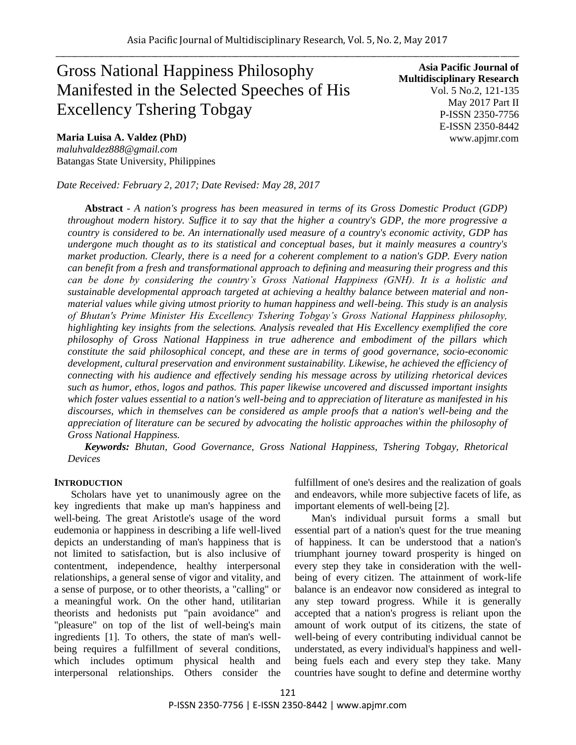# Gross National Happiness Philosophy Manifested in the Selected Speeches of His Excellency Tshering Tobgay

**Asia Pacific Journal of Multidisciplinary Research**
Vol. 5 No.2, 121-135
May 2017 Part II
P-ISSN 2350-7756
E-ISSN 2350-8442
www.apjmr.com

**Maria Luisa A. Valdez (PhD)**
*maluhvaldez888@gmail.com*
Batangas State University, Philippines

*Date Received: February 2, 2017; Date Revised: May 28, 2017*

**Abstract** - *A nation's progress has been measured in terms of its Gross Domestic Product (GDP) throughout modern history. Suffice it to say that the higher a country's GDP, the more progressive a country is considered to be. An internationally used measure of a country's economic activity, GDP has undergone much thought as to its statistical and conceptual bases, but it mainly measures a country's market production. Clearly, there is a need for a coherent complement to a nation's GDP. Every nation can benefit from a fresh and transformational approach to defining and measuring their progress and this can be done by considering the country's Gross National Happiness (GNH). It is a holistic and sustainable developmental approach targeted at achieving a healthy balance between material and non-material values while giving utmost priority to human happiness and well-being. This study is an analysis of Bhutan's Prime Minister His Excellency Tshering Tobgay's Gross National Happiness philosophy, highlighting key insights from the selections. Analysis revealed that His Excellency exemplified the core philosophy of Gross National Happiness in true adherence and embodiment of the pillars which constitute the said philosophical concept, and these are in terms of good governance, socio-economic development, cultural preservation and environment sustainability. Likewise, he achieved the efficiency of connecting with his audience and effectively sending his message across by utilizing rhetorical devices such as humor, ethos, logos and pathos. This paper likewise uncovered and discussed important insights which foster values essential to a nation's well-being and to appreciation of literature as manifested in his discourses, which in themselves can be considered as ample proofs that a nation's well-being and the appreciation of literature can be secured by advocating the holistic approaches within the philosophy of Gross National Happiness.*

***Keywords:*** *Bhutan, Good Governance, Gross National Happiness, Tshering Tobgay, Rhetorical Devices*

## INTRODUCTION

Scholars have yet to unanimously agree on the key ingredients that make up man's happiness and well-being. The great Aristotle's usage of the word eudemonia or happiness in describing a life well-lived depicts an understanding of man's happiness that is not limited to satisfaction, but is also inclusive of contentment, independence, healthy interpersonal relationships, a general sense of vigor and vitality, and a sense of purpose, or to other theorists, a "calling" or a meaningful work. On the other hand, utilitarian theorists and hedonists put "pain avoidance" and "pleasure" on top of the list of well-being's main ingredients [1]. To others, the state of man's well-being requires a fulfillment of several conditions, which includes optimum physical health and interpersonal relationships. Others consider the fulfillment of one's desires and the realization of goals and endeavors, while more subjective facets of life, as important elements of well-being [2].

Man's individual pursuit forms a small but essential part of a nation's quest for the true meaning of happiness. It can be understood that a nation's triumphant journey toward prosperity is hinged on every step they take in consideration with the well-being of every citizen. The attainment of work-life balance is an endeavor now considered as integral to any step toward progress. While it is generally accepted that a nation's progress is reliant upon the amount of work output of its citizens, the state of well-being of every contributing individual cannot be understated, as every individual's happiness and well-being fuels each and every step they take. Many countries have sought to define and determine worthy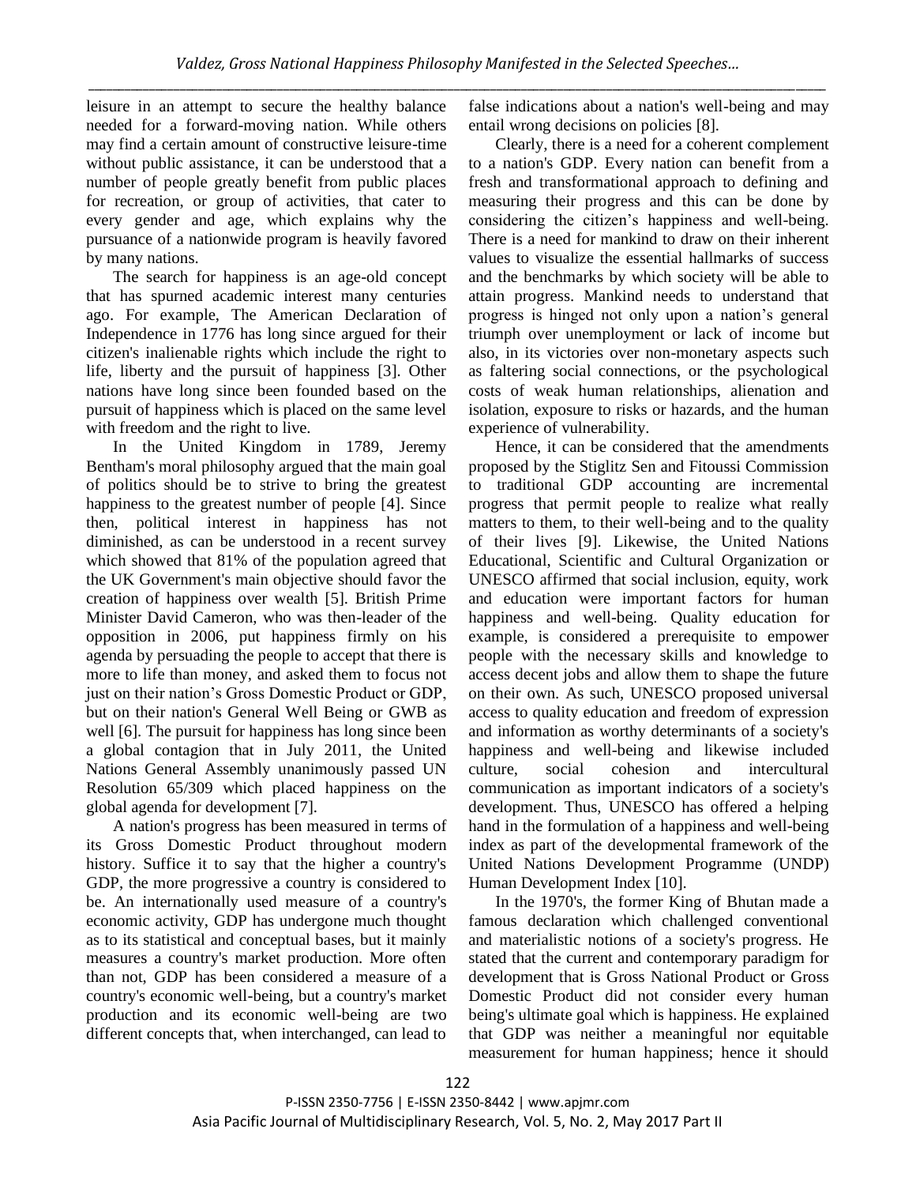leisure in an attempt to secure the healthy balance needed for a forward-moving nation. While others may find a certain amount of constructive leisure-time without public assistance, it can be understood that a number of people greatly benefit from public places for recreation, or group of activities, that cater to every gender and age, which explains why the pursuance of a nationwide program is heavily favored by many nations.

The search for happiness is an age-old concept that has spurned academic interest many centuries ago. For example, The American Declaration of Independence in 1776 has long since argued for their citizen's inalienable rights which include the right to life, liberty and the pursuit of happiness [3]. Other nations have long since been founded based on the pursuit of happiness which is placed on the same level with freedom and the right to live.

In the United Kingdom in 1789, Jeremy Bentham's moral philosophy argued that the main goal of politics should be to strive to bring the greatest happiness to the greatest number of people [4]. Since then, political interest in happiness has not diminished, as can be understood in a recent survey which showed that 81% of the population agreed that the UK Government's main objective should favor the creation of happiness over wealth [5]. British Prime Minister David Cameron, who was then-leader of the opposition in 2006, put happiness firmly on his agenda by persuading the people to accept that there is more to life than money, and asked them to focus not just on their nation's Gross Domestic Product or GDP, but on their nation's General Well Being or GWB as well [6]. The pursuit for happiness has long since been a global contagion that in July 2011, the United Nations General Assembly unanimously passed UN Resolution 65/309 which placed happiness on the global agenda for development [7].

A nation's progress has been measured in terms of its Gross Domestic Product throughout modern history. Suffice it to say that the higher a country's GDP, the more progressive a country is considered to be. An internationally used measure of a country's economic activity, GDP has undergone much thought as to its statistical and conceptual bases, but it mainly measures a country's market production. More often than not, GDP has been considered a measure of a country's economic well-being, but a country's market production and its economic well-being are two different concepts that, when interchanged, can lead to false indications about a nation's well-being and may entail wrong decisions on policies [8].

Clearly, there is a need for a coherent complement to a nation's GDP. Every nation can benefit from a fresh and transformational approach to defining and measuring their progress and this can be done by considering the citizen's happiness and well-being. There is a need for mankind to draw on their inherent values to visualize the essential hallmarks of success and the benchmarks by which society will be able to attain progress. Mankind needs to understand that progress is hinged not only upon a nation's general triumph over unemployment or lack of income but also, in its victories over non-monetary aspects such as faltering social connections, or the psychological costs of weak human relationships, alienation and isolation, exposure to risks or hazards, and the human experience of vulnerability.

Hence, it can be considered that the amendments proposed by the Stiglitz Sen and Fitoussi Commission to traditional GDP accounting are incremental progress that permit people to realize what really matters to them, to their well-being and to the quality of their lives [9]. Likewise, the United Nations Educational, Scientific and Cultural Organization or UNESCO affirmed that social inclusion, equity, work and education were important factors for human happiness and well-being. Quality education for example, is considered a prerequisite to empower people with the necessary skills and knowledge to access decent jobs and allow them to shape the future on their own. As such, UNESCO proposed universal access to quality education and freedom of expression and information as worthy determinants of a society's happiness and well-being and likewise included culture, social cohesion and intercultural communication as important indicators of a society's development. Thus, UNESCO has offered a helping hand in the formulation of a happiness and well-being index as part of the developmental framework of the United Nations Development Programme (UNDP) Human Development Index [10].

In the 1970's, the former King of Bhutan made a famous declaration which challenged conventional and materialistic notions of a society's progress. He stated that the current and contemporary paradigm for development that is Gross National Product or Gross Domestic Product did not consider every human being's ultimate goal which is happiness. He explained that GDP was neither a meaningful nor equitable measurement for human happiness; hence it should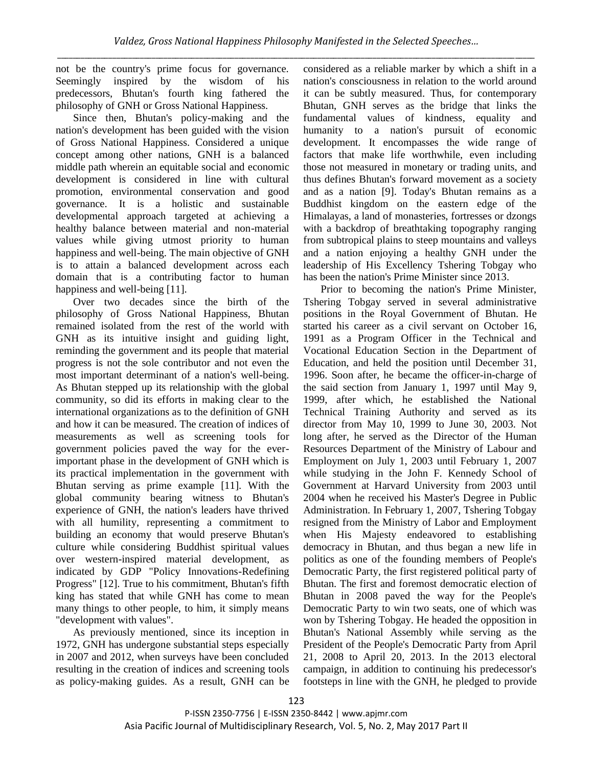not be the country's prime focus for governance. Seemingly inspired by the wisdom of his predecessors, Bhutan's fourth king fathered the philosophy of GNH or Gross National Happiness.

Since then, Bhutan's policy-making and the nation's development has been guided with the vision of Gross National Happiness. Considered a unique concept among other nations, GNH is a balanced middle path wherein an equitable social and economic development is considered in line with cultural promotion, environmental conservation and good governance. It is a holistic and sustainable developmental approach targeted at achieving a healthy balance between material and non-material values while giving utmost priority to human happiness and well-being. The main objective of GNH is to attain a balanced development across each domain that is a contributing factor to human happiness and well-being [11].

Over two decades since the birth of the philosophy of Gross National Happiness, Bhutan remained isolated from the rest of the world with GNH as its intuitive insight and guiding light, reminding the government and its people that material progress is not the sole contributor and not even the most important determinant of a nation's well-being. As Bhutan stepped up its relationship with the global community, so did its efforts in making clear to the international organizations as to the definition of GNH and how it can be measured. The creation of indices of measurements as well as screening tools for government policies paved the way for the ever-important phase in the development of GNH which is its practical implementation in the government with Bhutan serving as prime example [11]. With the global community bearing witness to Bhutan's experience of GNH, the nation's leaders have thrived with all humility, representing a commitment to building an economy that would preserve Bhutan's culture while considering Buddhist spiritual values over western-inspired material development, as indicated by GDP "Policy Innovations-Redefining Progress" [12]. True to his commitment, Bhutan's fifth king has stated that while GNH has come to mean many things to other people, to him, it simply means "development with values".

As previously mentioned, since its inception in 1972, GNH has undergone substantial steps especially in 2007 and 2012, when surveys have been concluded resulting in the creation of indices and screening tools as policy-making guides. As a result, GNH can be considered as a reliable marker by which a shift in a nation's consciousness in relation to the world around it can be subtly measured. Thus, for contemporary Bhutan, GNH serves as the bridge that links the fundamental values of kindness, equality and humanity to a nation's pursuit of economic development. It encompasses the wide range of factors that make life worthwhile, even including those not measured in monetary or trading units, and thus defines Bhutan's forward movement as a society and as a nation [9]. Today's Bhutan remains as a Buddhist kingdom on the eastern edge of the Himalayas, a land of monasteries, fortresses or dzongs with a backdrop of breathtaking topography ranging from subtropical plains to steep mountains and valleys and a nation enjoying a healthy GNH under the leadership of His Excellency Tshering Tobgay who has been the nation's Prime Minister since 2013.

Prior to becoming the nation's Prime Minister, Tshering Tobgay served in several administrative positions in the Royal Government of Bhutan. He started his career as a civil servant on October 16, 1991 as a Program Officer in the Technical and Vocational Education Section in the Department of Education, and held the position until December 31, 1996. Soon after, he became the officer-in-charge of the said section from January 1, 1997 until May 9, 1999, after which, he established the National Technical Training Authority and served as its director from May 10, 1999 to June 30, 2003. Not long after, he served as the Director of the Human Resources Department of the Ministry of Labour and Employment on July 1, 2003 until February 1, 2007 while studying in the John F. Kennedy School of Government at Harvard University from 2003 until 2004 when he received his Master's Degree in Public Administration. In February 1, 2007, Tshering Tobgay resigned from the Ministry of Labor and Employment when His Majesty endeavored to establishing democracy in Bhutan, and thus began a new life in politics as one of the founding members of People's Democratic Party, the first registered political party of Bhutan. The first and foremost democratic election of Bhutan in 2008 paved the way for the People's Democratic Party to win two seats, one of which was won by Tshering Tobgay. He headed the opposition in Bhutan's National Assembly while serving as the President of the People's Democratic Party from April 21, 2008 to April 20, 2013. In the 2013 electoral campaign, in addition to continuing his predecessor's footsteps in line with the GNH, he pledged to provide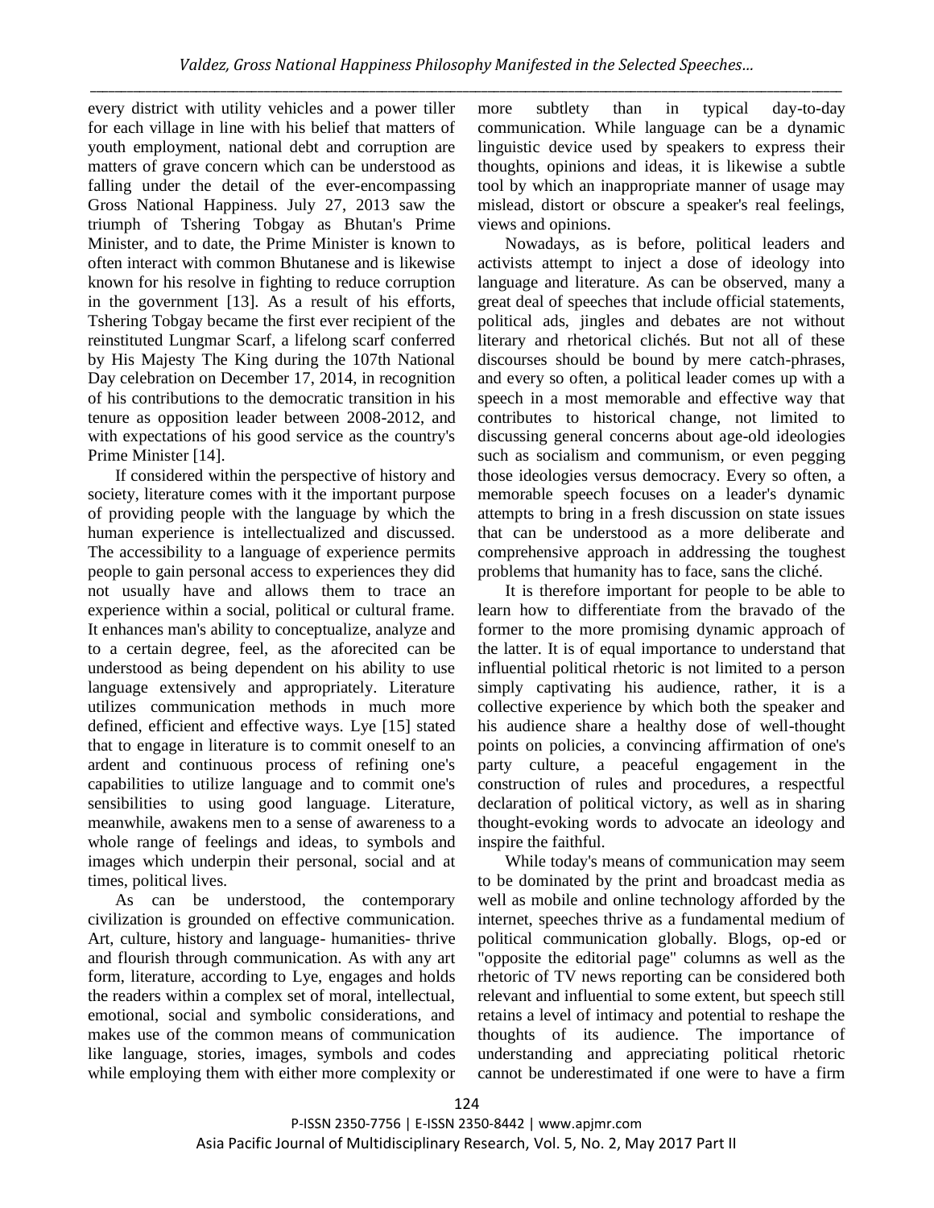every district with utility vehicles and a power tiller for each village in line with his belief that matters of youth employment, national debt and corruption are matters of grave concern which can be understood as falling under the detail of the ever-encompassing Gross National Happiness. July 27, 2013 saw the triumph of Tshering Tobgay as Bhutan's Prime Minister, and to date, the Prime Minister is known to often interact with common Bhutanese and is likewise known for his resolve in fighting to reduce corruption in the government [13]. As a result of his efforts, Tshering Tobgay became the first ever recipient of the reinstituted Lungmar Scarf, a lifelong scarf conferred by His Majesty The King during the 107th National Day celebration on December 17, 2014, in recognition of his contributions to the democratic transition in his tenure as opposition leader between 2008-2012, and with expectations of his good service as the country's Prime Minister [14].

If considered within the perspective of history and society, literature comes with it the important purpose of providing people with the language by which the human experience is intellectualized and discussed. The accessibility to a language of experience permits people to gain personal access to experiences they did not usually have and allows them to trace an experience within a social, political or cultural frame. It enhances man's ability to conceptualize, analyze and to a certain degree, feel, as the aforecited can be understood as being dependent on his ability to use language extensively and appropriately. Literature utilizes communication methods in much more defined, efficient and effective ways. Lye [15] stated that to engage in literature is to commit oneself to an ardent and continuous process of refining one's capabilities to utilize language and to commit one's sensibilities to using good language. Literature, meanwhile, awakens men to a sense of awareness to a whole range of feelings and ideas, to symbols and images which underpin their personal, social and at times, political lives.

As can be understood, the contemporary civilization is grounded on effective communication. Art, culture, history and language- humanities- thrive and flourish through communication. As with any art form, literature, according to Lye, engages and holds the readers within a complex set of moral, intellectual, emotional, social and symbolic considerations, and makes use of the common means of communication like language, stories, images, symbols and codes while employing them with either more complexity or more subtlety than in typical day-to-day communication. While language can be a dynamic linguistic device used by speakers to express their thoughts, opinions and ideas, it is likewise a subtle tool by which an inappropriate manner of usage may mislead, distort or obscure a speaker's real feelings, views and opinions.

Nowadays, as is before, political leaders and activists attempt to inject a dose of ideology into language and literature. As can be observed, many a great deal of speeches that include official statements, political ads, jingles and debates are not without literary and rhetorical clichés. But not all of these discourses should be bound by mere catch-phrases, and every so often, a political leader comes up with a speech in a most memorable and effective way that contributes to historical change, not limited to discussing general concerns about age-old ideologies such as socialism and communism, or even pegging those ideologies versus democracy. Every so often, a memorable speech focuses on a leader's dynamic attempts to bring in a fresh discussion on state issues that can be understood as a more deliberate and comprehensive approach in addressing the toughest problems that humanity has to face, sans the cliché.

It is therefore important for people to be able to learn how to differentiate from the bravado of the former to the more promising dynamic approach of the latter. It is of equal importance to understand that influential political rhetoric is not limited to a person simply captivating his audience, rather, it is a collective experience by which both the speaker and his audience share a healthy dose of well-thought points on policies, a convincing affirmation of one's party culture, a peaceful engagement in the construction of rules and procedures, a respectful declaration of political victory, as well as in sharing thought-evoking words to advocate an ideology and inspire the faithful.

While today's means of communication may seem to be dominated by the print and broadcast media as well as mobile and online technology afforded by the internet, speeches thrive as a fundamental medium of political communication globally. Blogs, op-ed or "opposite the editorial page" columns as well as the rhetoric of TV news reporting can be considered both relevant and influential to some extent, but speech still retains a level of intimacy and potential to reshape the thoughts of its audience. The importance of understanding and appreciating political rhetoric cannot be underestimated if one were to have a firm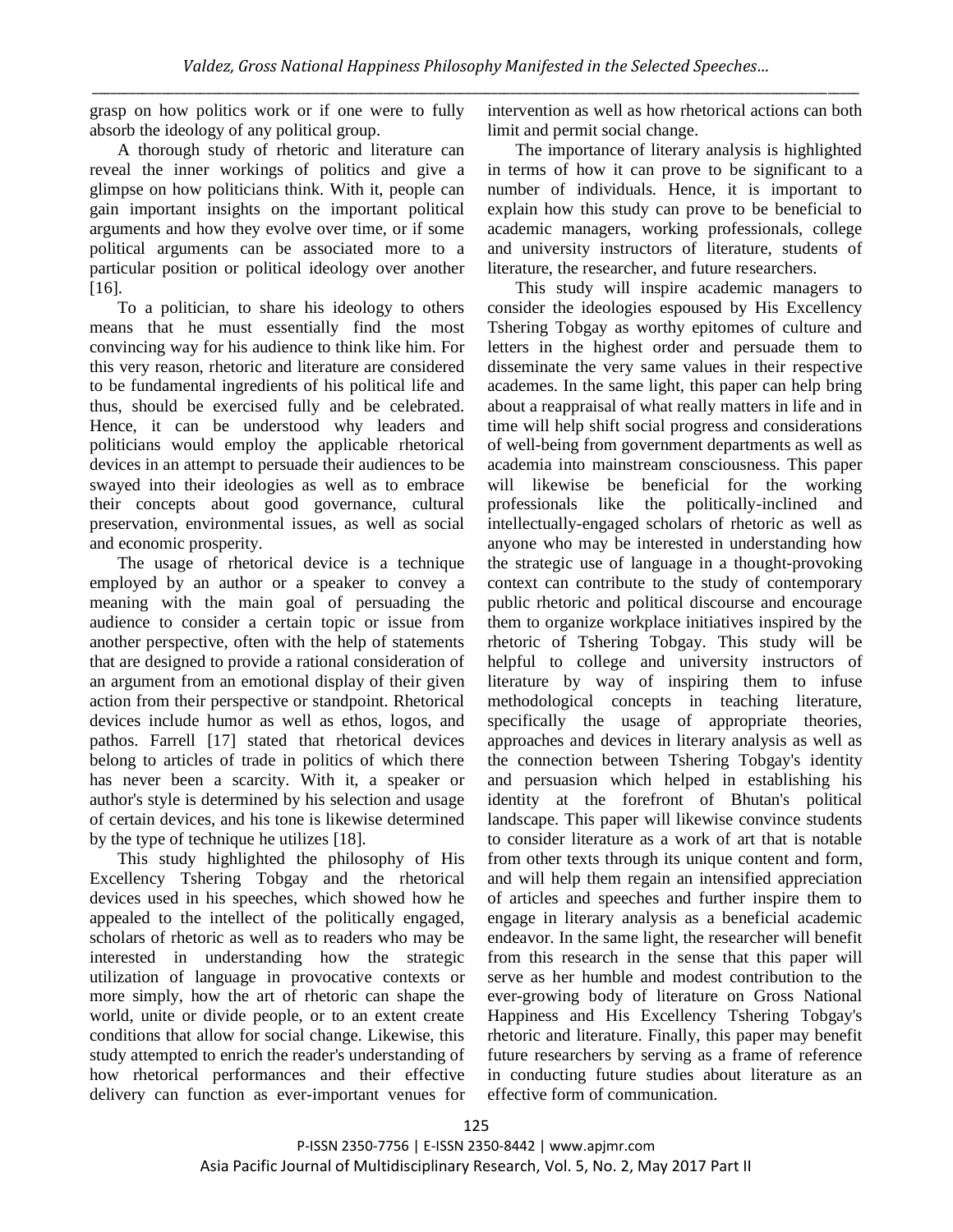grasp on how politics work or if one were to fully absorb the ideology of any political group.

A thorough study of rhetoric and literature can reveal the inner workings of politics and give a glimpse on how politicians think. With it, people can gain important insights on the important political arguments and how they evolve over time, or if some political arguments can be associated more to a particular position or political ideology over another [16].

To a politician, to share his ideology to others means that he must essentially find the most convincing way for his audience to think like him. For this very reason, rhetoric and literature are considered to be fundamental ingredients of his political life and thus, should be exercised fully and be celebrated. Hence, it can be understood why leaders and politicians would employ the applicable rhetorical devices in an attempt to persuade their audiences to be swayed into their ideologies as well as to embrace their concepts about good governance, cultural preservation, environmental issues, as well as social and economic prosperity.

The usage of rhetorical device is a technique employed by an author or a speaker to convey a meaning with the main goal of persuading the audience to consider a certain topic or issue from another perspective, often with the help of statements that are designed to provide a rational consideration of an argument from an emotional display of their given action from their perspective or standpoint. Rhetorical devices include humor as well as ethos, logos, and pathos. Farrell [17] stated that rhetorical devices belong to articles of trade in politics of which there has never been a scarcity. With it, a speaker or author's style is determined by his selection and usage of certain devices, and his tone is likewise determined by the type of technique he utilizes [18].

This study highlighted the philosophy of His Excellency Tshering Tobgay and the rhetorical devices used in his speeches, which showed how he appealed to the intellect of the politically engaged, scholars of rhetoric as well as to readers who may be interested in understanding how the strategic utilization of language in provocative contexts or more simply, how the art of rhetoric can shape the world, unite or divide people, or to an extent create conditions that allow for social change. Likewise, this study attempted to enrich the reader's understanding of how rhetorical performances and their effective delivery can function as ever-important venues for intervention as well as how rhetorical actions can both limit and permit social change.

The importance of literary analysis is highlighted in terms of how it can prove to be significant to a number of individuals. Hence, it is important to explain how this study can prove to be beneficial to academic managers, working professionals, college and university instructors of literature, students of literature, the researcher, and future researchers.

This study will inspire academic managers to consider the ideologies espoused by His Excellency Tshering Tobgay as worthy epitomes of culture and letters in the highest order and persuade them to disseminate the very same values in their respective academes. In the same light, this paper can help bring about a reappraisal of what really matters in life and in time will help shift social progress and considerations of well-being from government departments as well as academia into mainstream consciousness. This paper will likewise be beneficial for the working professionals like the politically-inclined and intellectually-engaged scholars of rhetoric as well as anyone who may be interested in understanding how the strategic use of language in a thought-provoking context can contribute to the study of contemporary public rhetoric and political discourse and encourage them to organize workplace initiatives inspired by the rhetoric of Tshering Tobgay. This study will be helpful to college and university instructors of literature by way of inspiring them to infuse methodological concepts in teaching literature, specifically the usage of appropriate theories, approaches and devices in literary analysis as well as the connection between Tshering Tobgay's identity and persuasion which helped in establishing his identity at the forefront of Bhutan's political landscape. This paper will likewise convince students to consider literature as a work of art that is notable from other texts through its unique content and form, and will help them regain an intensified appreciation of articles and speeches and further inspire them to engage in literary analysis as a beneficial academic endeavor. In the same light, the researcher will benefit from this research in the sense that this paper will serve as her humble and modest contribution to the ever-growing body of literature on Gross National Happiness and His Excellency Tshering Tobgay's rhetoric and literature. Finally, this paper may benefit future researchers by serving as a frame of reference in conducting future studies about literature as an effective form of communication.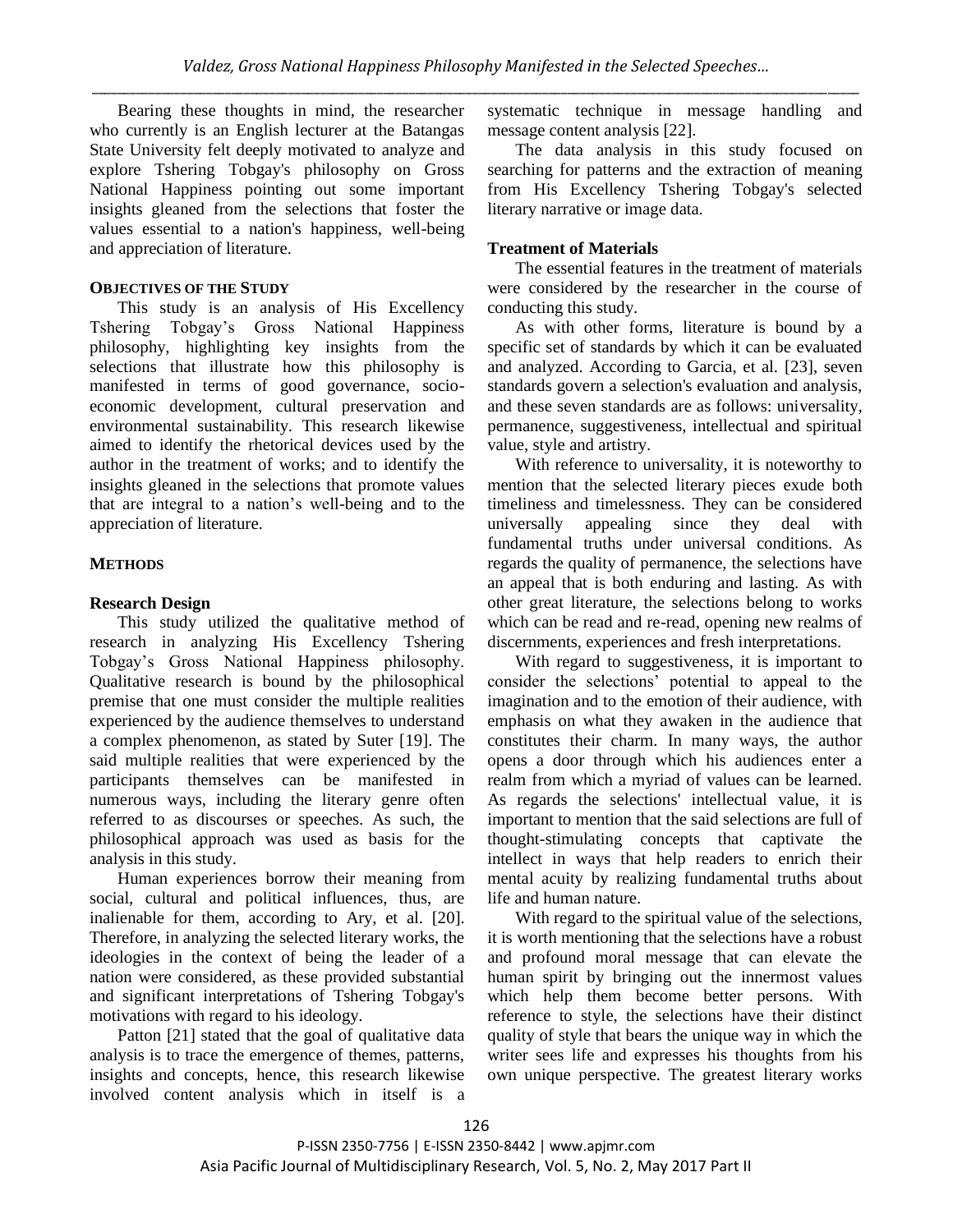Bearing these thoughts in mind, the researcher who currently is an English lecturer at the Batangas State University felt deeply motivated to analyze and explore Tshering Tobgay's philosophy on Gross National Happiness pointing out some important insights gleaned from the selections that foster the values essential to a nation's happiness, well-being and appreciation of literature.

## OBJECTIVES OF THE STUDY

This study is an analysis of His Excellency Tshering Tobgay's Gross National Happiness philosophy, highlighting key insights from the selections that illustrate how this philosophy is manifested in terms of good governance, socio-economic development, cultural preservation and environmental sustainability. This research likewise aimed to identify the rhetorical devices used by the author in the treatment of works; and to identify the insights gleaned in the selections that promote values that are integral to a nation's well-being and to the appreciation of literature.

## METHODS

### Research Design

This study utilized the qualitative method of research in analyzing His Excellency Tshering Tobgay's Gross National Happiness philosophy. Qualitative research is bound by the philosophical premise that one must consider the multiple realities experienced by the audience themselves to understand a complex phenomenon, as stated by Suter [19]. The said multiple realities that were experienced by the participants themselves can be manifested in numerous ways, including the literary genre often referred to as discourses or speeches. As such, the philosophical approach was used as basis for the analysis in this study.

Human experiences borrow their meaning from social, cultural and political influences, thus, are inalienable for them, according to Ary, et al. [20]. Therefore, in analyzing the selected literary works, the ideologies in the context of being the leader of a nation were considered, as these provided substantial and significant interpretations of Tshering Tobgay's motivations with regard to his ideology.

Patton [21] stated that the goal of qualitative data analysis is to trace the emergence of themes, patterns, insights and concepts, hence, this research likewise involved content analysis which in itself is a systematic technique in message handling and message content analysis [22].

The data analysis in this study focused on searching for patterns and the extraction of meaning from His Excellency Tshering Tobgay's selected literary narrative or image data.

### Treatment of Materials

The essential features in the treatment of materials were considered by the researcher in the course of conducting this study.

As with other forms, literature is bound by a specific set of standards by which it can be evaluated and analyzed. According to Garcia, et al. [23], seven standards govern a selection's evaluation and analysis, and these seven standards are as follows: universality, permanence, suggestiveness, intellectual and spiritual value, style and artistry.

With reference to universality, it is noteworthy to mention that the selected literary pieces exude both timeliness and timelessness. They can be considered universally appealing since they deal with fundamental truths under universal conditions. As regards the quality of permanence, the selections have an appeal that is both enduring and lasting. As with other great literature, the selections belong to works which can be read and re-read, opening new realms of discernments, experiences and fresh interpretations.

With regard to suggestiveness, it is important to consider the selections' potential to appeal to the imagination and to the emotion of their audience, with emphasis on what they awaken in the audience that constitutes their charm. In many ways, the author opens a door through which his audiences enter a realm from which a myriad of values can be learned. As regards the selections' intellectual value, it is important to mention that the said selections are full of thought-stimulating concepts that captivate the intellect in ways that help readers to enrich their mental acuity by realizing fundamental truths about life and human nature.

With regard to the spiritual value of the selections, it is worth mentioning that the selections have a robust and profound moral message that can elevate the human spirit by bringing out the innermost values which help them become better persons. With reference to style, the selections have their distinct quality of style that bears the unique way in which the writer sees life and expresses his thoughts from his own unique perspective. The greatest literary works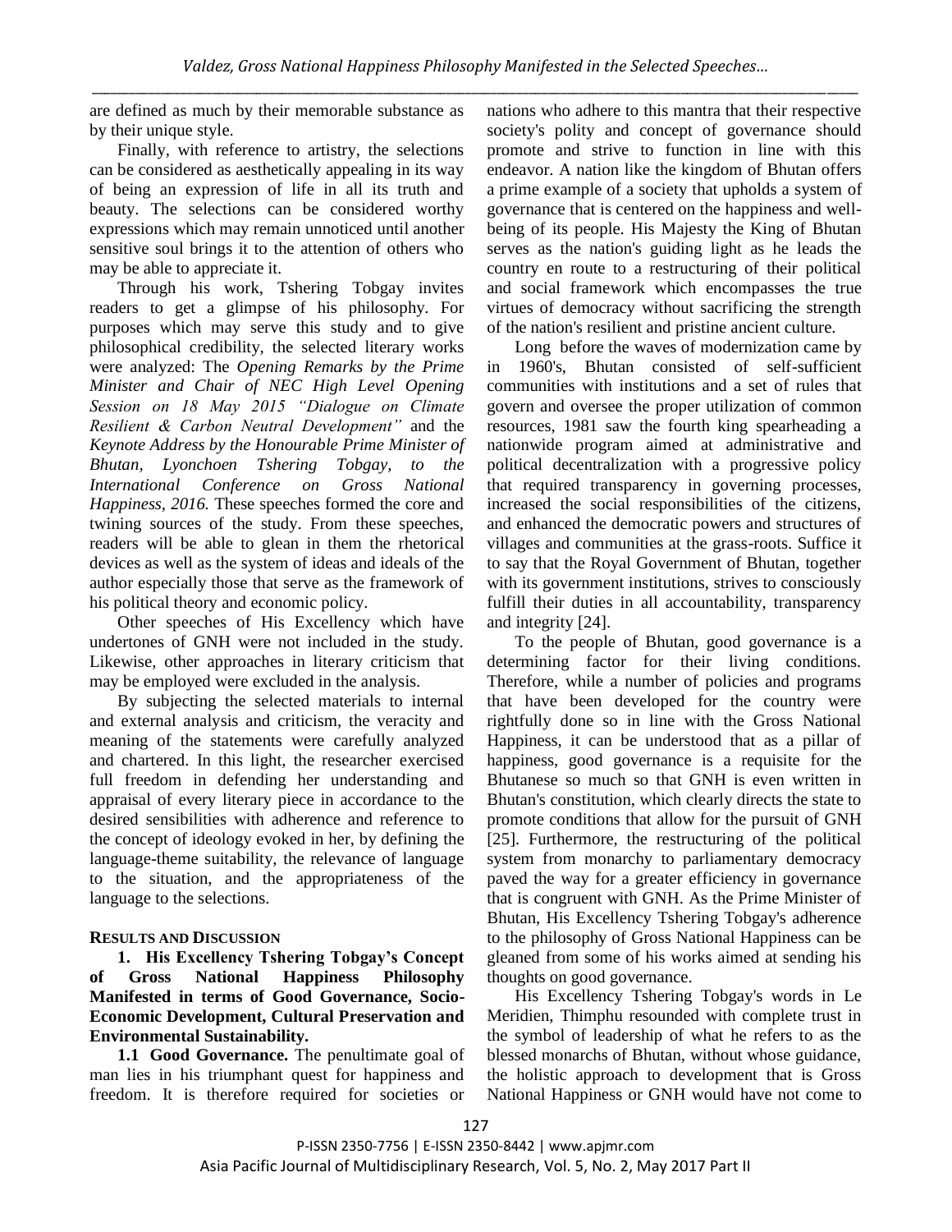are defined as much by their memorable substance as by their unique style.

Finally, with reference to artistry, the selections can be considered as aesthetically appealing in its way of being an expression of life in all its truth and beauty. The selections can be considered worthy expressions which may remain unnoticed until another sensitive soul brings it to the attention of others who may be able to appreciate it.

Through his work, Tshering Tobgay invites readers to get a glimpse of his philosophy. For purposes which may serve this study and to give philosophical credibility, the selected literary works were analyzed: The *Opening Remarks by the Prime Minister and Chair of NEC High Level Opening Session on 18 May 2015 "Dialogue on Climate Resilient & Carbon Neutral Development"* and the *Keynote Address by the Honourable Prime Minister of Bhutan, Lyonchoen Tshering Tobgay, to the International Conference on Gross National Happiness, 2016.* These speeches formed the core and twining sources of the study. From these speeches, readers will be able to glean in them the rhetorical devices as well as the system of ideas and ideals of the author especially those that serve as the framework of his political theory and economic policy.

Other speeches of His Excellency which have undertones of GNH were not included in the study. Likewise, other approaches in literary criticism that may be employed were excluded in the analysis.

By subjecting the selected materials to internal and external analysis and criticism, the veracity and meaning of the statements were carefully analyzed and chartered. In this light, the researcher exercised full freedom in defending her understanding and appraisal of every literary piece in accordance to the desired sensibilities with adherence and reference to the concept of ideology evoked in her, by defining the language-theme suitability, the relevance of language to the situation, and the appropriateness of the language to the selections.

## RESULTS AND DISCUSSION

### 1. His Excellency Tshering Tobgay's Concept of Gross National Happiness Philosophy Manifested in terms of Good Governance, Socio-Economic Development, Cultural Preservation and Environmental Sustainability.

**1.1 Good Governance.** The penultimate goal of man lies in his triumphant quest for happiness and freedom. It is therefore required for societies or nations who adhere to this mantra that their respective society's polity and concept of governance should promote and strive to function in line with this endeavor. A nation like the kingdom of Bhutan offers a prime example of a society that upholds a system of governance that is centered on the happiness and well-being of its people. His Majesty the King of Bhutan serves as the nation's guiding light as he leads the country en route to a restructuring of their political and social framework which encompasses the true virtues of democracy without sacrificing the strength of the nation's resilient and pristine ancient culture.

Long before the waves of modernization came by in 1960's, Bhutan consisted of self-sufficient communities with institutions and a set of rules that govern and oversee the proper utilization of common resources, 1981 saw the fourth king spearheading a nationwide program aimed at administrative and political decentralization with a progressive policy that required transparency in governing processes, increased the social responsibilities of the citizens, and enhanced the democratic powers and structures of villages and communities at the grass-roots. Suffice it to say that the Royal Government of Bhutan, together with its government institutions, strives to consciously fulfill their duties in all accountability, transparency and integrity [24].

To the people of Bhutan, good governance is a determining factor for their living conditions. Therefore, while a number of policies and programs that have been developed for the country were rightfully done so in line with the Gross National Happiness, it can be understood that as a pillar of happiness, good governance is a requisite for the Bhutanese so much so that GNH is even written in Bhutan's constitution, which clearly directs the state to promote conditions that allow for the pursuit of GNH [25]. Furthermore, the restructuring of the political system from monarchy to parliamentary democracy paved the way for a greater efficiency in governance that is congruent with GNH. As the Prime Minister of Bhutan, His Excellency Tshering Tobgay's adherence to the philosophy of Gross National Happiness can be gleaned from some of his works aimed at sending his thoughts on good governance.

His Excellency Tshering Tobgay's words in Le Meridien, Thimphu resounded with complete trust in the symbol of leadership of what he refers to as the blessed monarchs of Bhutan, without whose guidance, the holistic approach to development that is Gross National Happiness or GNH would have not come to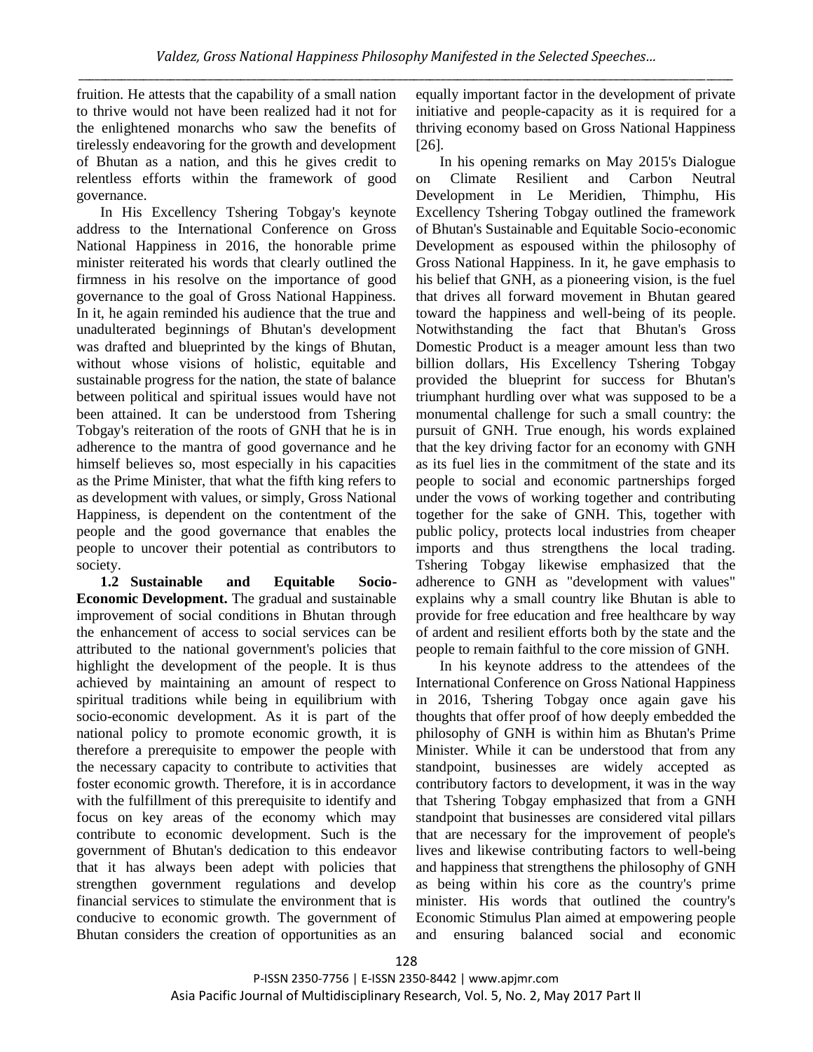fruition. He attests that the capability of a small nation to thrive would not have been realized had it not for the enlightened monarchs who saw the benefits of tirelessly endeavoring for the growth and development of Bhutan as a nation, and this he gives credit to relentless efforts within the framework of good governance.

In His Excellency Tshering Tobgay's keynote address to the International Conference on Gross National Happiness in 2016, the honorable prime minister reiterated his words that clearly outlined the firmness in his resolve on the importance of good governance to the goal of Gross National Happiness. In it, he again reminded his audience that the true and unadulterated beginnings of Bhutan's development was drafted and blueprinted by the kings of Bhutan, without whose visions of holistic, equitable and sustainable progress for the nation, the state of balance between political and spiritual issues would have not been attained. It can be understood from Tshering Tobgay's reiteration of the roots of GNH that he is in adherence to the mantra of good governance and he himself believes so, most especially in his capacities as the Prime Minister, that what the fifth king refers to as development with values, or simply, Gross National Happiness, is dependent on the contentment of the people and the good governance that enables the people to uncover their potential as contributors to society.

**1.2 Sustainable and Equitable Socio-Economic Development.** The gradual and sustainable improvement of social conditions in Bhutan through the enhancement of access to social services can be attributed to the national government's policies that highlight the development of the people. It is thus achieved by maintaining an amount of respect to spiritual traditions while being in equilibrium with socio-economic development. As it is part of the national policy to promote economic growth, it is therefore a prerequisite to empower the people with the necessary capacity to contribute to activities that foster economic growth. Therefore, it is in accordance with the fulfillment of this prerequisite to identify and focus on key areas of the economy which may contribute to economic development. Such is the government of Bhutan's dedication to this endeavor that it has always been adept with policies that strengthen government regulations and develop financial services to stimulate the environment that is conducive to economic growth. The government of Bhutan considers the creation of opportunities as an equally important factor in the development of private initiative and people-capacity as it is required for a thriving economy based on Gross National Happiness [26].

In his opening remarks on May 2015's Dialogue on Climate Resilient and Carbon Neutral Development in Le Meridien, Thimphu, His Excellency Tshering Tobgay outlined the framework of Bhutan's Sustainable and Equitable Socio-economic Development as espoused within the philosophy of Gross National Happiness. In it, he gave emphasis to his belief that GNH, as a pioneering vision, is the fuel that drives all forward movement in Bhutan geared toward the happiness and well-being of its people. Notwithstanding the fact that Bhutan's Gross Domestic Product is a meager amount less than two billion dollars, His Excellency Tshering Tobgay provided the blueprint for success for Bhutan's triumphant hurdling over what was supposed to be a monumental challenge for such a small country: the pursuit of GNH. True enough, his words explained that the key driving factor for an economy with GNH as its fuel lies in the commitment of the state and its people to social and economic partnerships forged under the vows of working together and contributing together for the sake of GNH. This, together with public policy, protects local industries from cheaper imports and thus strengthens the local trading. Tshering Tobgay likewise emphasized that the adherence to GNH as "development with values" explains why a small country like Bhutan is able to provide for free education and free healthcare by way of ardent and resilient efforts both by the state and the people to remain faithful to the core mission of GNH.

In his keynote address to the attendees of the International Conference on Gross National Happiness in 2016, Tshering Tobgay once again gave his thoughts that offer proof of how deeply embedded the philosophy of GNH is within him as Bhutan's Prime Minister. While it can be understood that from any standpoint, businesses are widely accepted as contributory factors to development, it was in the way that Tshering Tobgay emphasized that from a GNH standpoint that businesses are considered vital pillars that are necessary for the improvement of people's lives and likewise contributing factors to well-being and happiness that strengthens the philosophy of GNH as being within his core as the country's prime minister. His words that outlined the country's Economic Stimulus Plan aimed at empowering people and ensuring balanced social and economic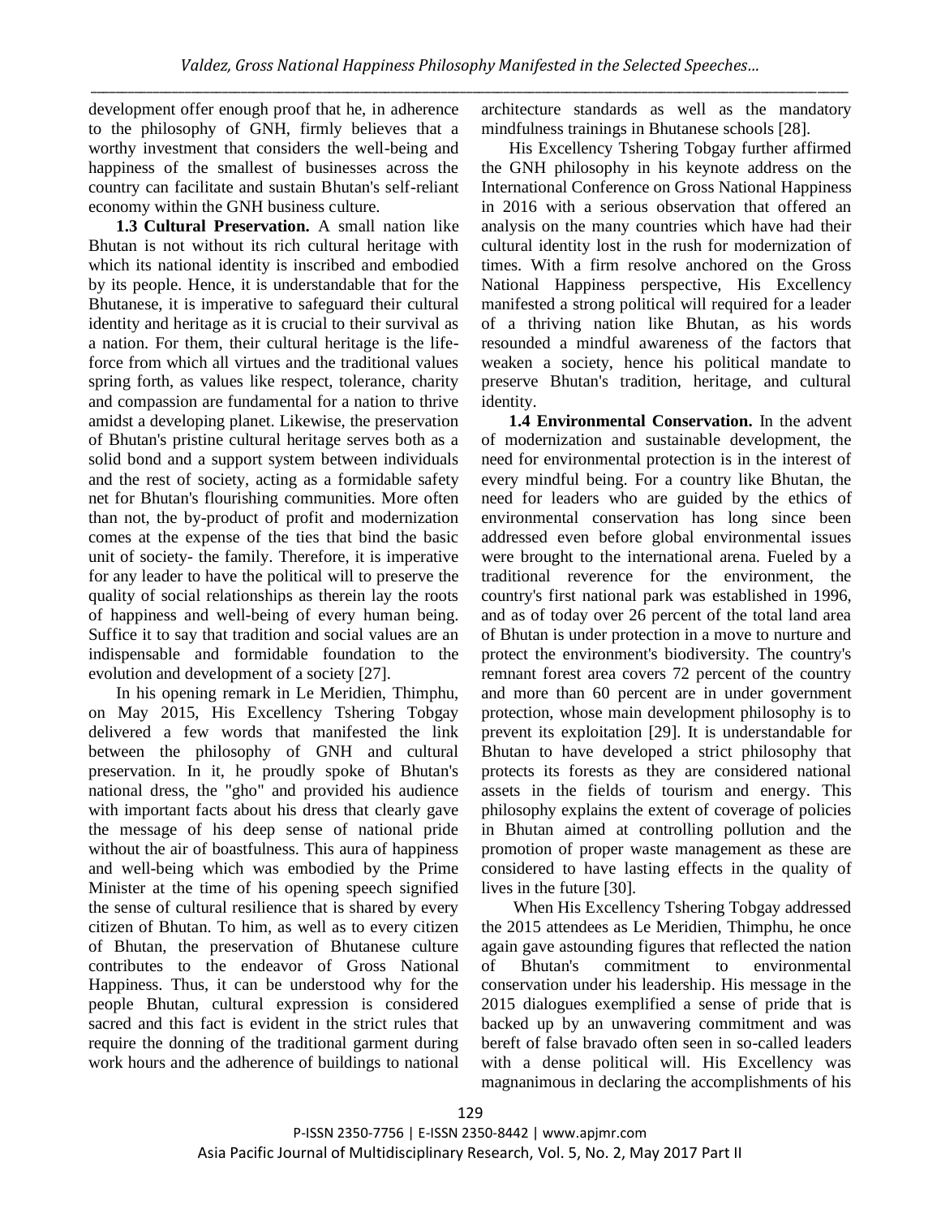development offer enough proof that he, in adherence to the philosophy of GNH, firmly believes that a worthy investment that considers the well-being and happiness of the smallest of businesses across the country can facilitate and sustain Bhutan's self-reliant economy within the GNH business culture.

**1.3 Cultural Preservation.** A small nation like Bhutan is not without its rich cultural heritage with which its national identity is inscribed and embodied by its people. Hence, it is understandable that for the Bhutanese, it is imperative to safeguard their cultural identity and heritage as it is crucial to their survival as a nation. For them, their cultural heritage is the life-force from which all virtues and the traditional values spring forth, as values like respect, tolerance, charity and compassion are fundamental for a nation to thrive amidst a developing planet. Likewise, the preservation of Bhutan's pristine cultural heritage serves both as a solid bond and a support system between individuals and the rest of society, acting as a formidable safety net for Bhutan's flourishing communities. More often than not, the by-product of profit and modernization comes at the expense of the ties that bind the basic unit of society- the family. Therefore, it is imperative for any leader to have the political will to preserve the quality of social relationships as therein lay the roots of happiness and well-being of every human being. Suffice it to say that tradition and social values are an indispensable and formidable foundation to the evolution and development of a society [27].

In his opening remark in Le Meridien, Thimphu, on May 2015, His Excellency Tshering Tobgay delivered a few words that manifested the link between the philosophy of GNH and cultural preservation. In it, he proudly spoke of Bhutan's national dress, the "gho" and provided his audience with important facts about his dress that clearly gave the message of his deep sense of national pride without the air of boastfulness. This aura of happiness and well-being which was embodied by the Prime Minister at the time of his opening speech signified the sense of cultural resilience that is shared by every citizen of Bhutan. To him, as well as to every citizen of Bhutan, the preservation of Bhutanese culture contributes to the endeavor of Gross National Happiness. Thus, it can be understood why for the people Bhutan, cultural expression is considered sacred and this fact is evident in the strict rules that require the donning of the traditional garment during work hours and the adherence of buildings to national architecture standards as well as the mandatory mindfulness trainings in Bhutanese schools [28].

His Excellency Tshering Tobgay further affirmed the GNH philosophy in his keynote address on the International Conference on Gross National Happiness in 2016 with a serious observation that offered an analysis on the many countries which have had their cultural identity lost in the rush for modernization of times. With a firm resolve anchored on the Gross National Happiness perspective, His Excellency manifested a strong political will required for a leader of a thriving nation like Bhutan, as his words resounded a mindful awareness of the factors that weaken a society, hence his political mandate to preserve Bhutan's tradition, heritage, and cultural identity.

**1.4 Environmental Conservation.** In the advent of modernization and sustainable development, the need for environmental protection is in the interest of every mindful being. For a country like Bhutan, the need for leaders who are guided by the ethics of environmental conservation has long since been addressed even before global environmental issues were brought to the international arena. Fueled by a traditional reverence for the environment, the country's first national park was established in 1996, and as of today over 26 percent of the total land area of Bhutan is under protection in a move to nurture and protect the environment's biodiversity. The country's remnant forest area covers 72 percent of the country and more than 60 percent are in under government protection, whose main development philosophy is to prevent its exploitation [29]. It is understandable for Bhutan to have developed a strict philosophy that protects its forests as they are considered national assets in the fields of tourism and energy. This philosophy explains the extent of coverage of policies in Bhutan aimed at controlling pollution and the promotion of proper waste management as these are considered to have lasting effects in the quality of lives in the future [30].

When His Excellency Tshering Tobgay addressed the 2015 attendees as Le Meridien, Thimphu, he once again gave astounding figures that reflected the nation of Bhutan's commitment to environmental conservation under his leadership. His message in the 2015 dialogues exemplified a sense of pride that is backed up by an unwavering commitment and was bereft of false bravado often seen in so-called leaders with a dense political will. His Excellency was magnanimous in declaring the accomplishments of his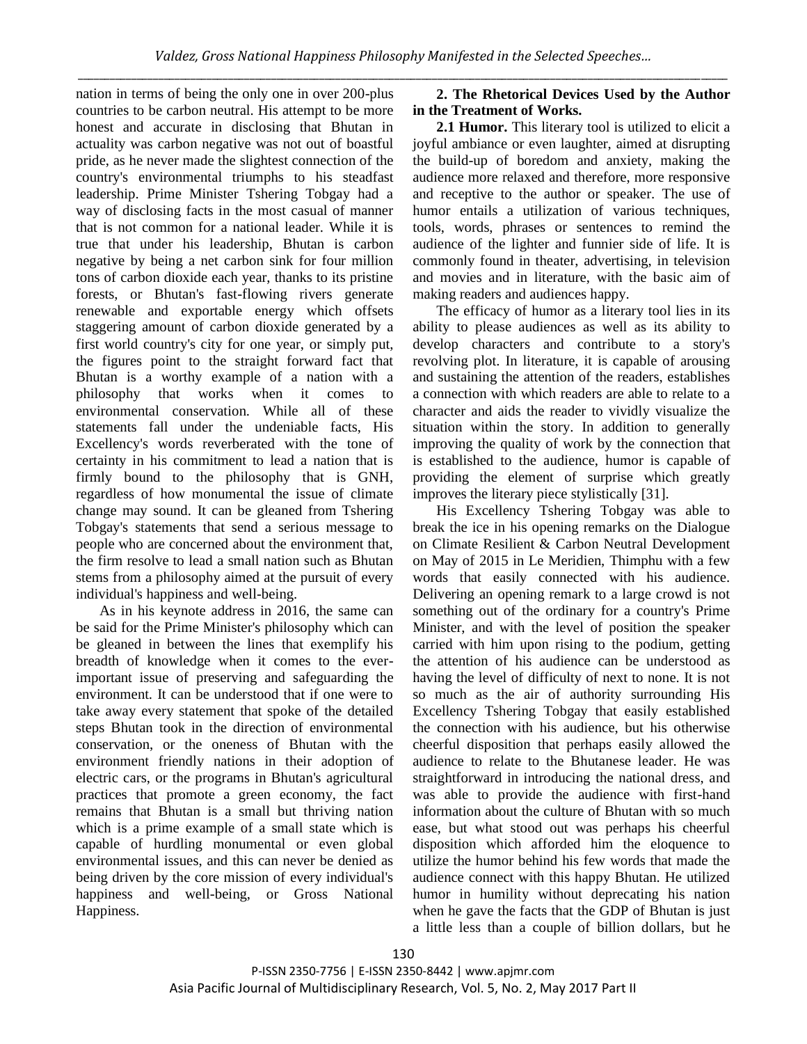nation in terms of being the only one in over 200-plus countries to be carbon neutral. His attempt to be more honest and accurate in disclosing that Bhutan in actuality was carbon negative was not out of boastful pride, as he never made the slightest connection of the country's environmental triumphs to his steadfast leadership. Prime Minister Tshering Tobgay had a way of disclosing facts in the most casual of manner that is not common for a national leader. While it is true that under his leadership, Bhutan is carbon negative by being a net carbon sink for four million tons of carbon dioxide each year, thanks to its pristine forests, or Bhutan's fast-flowing rivers generate renewable and exportable energy which offsets staggering amount of carbon dioxide generated by a first world country's city for one year, or simply put, the figures point to the straight forward fact that Bhutan is a worthy example of a nation with a philosophy that works when it comes to environmental conservation. While all of these statements fall under the undeniable facts, His Excellency's words reverberated with the tone of certainty in his commitment to lead a nation that is firmly bound to the philosophy that is GNH, regardless of how monumental the issue of climate change may sound. It can be gleaned from Tshering Tobgay's statements that send a serious message to people who are concerned about the environment that, the firm resolve to lead a small nation such as Bhutan stems from a philosophy aimed at the pursuit of every individual's happiness and well-being.

As in his keynote address in 2016, the same can be said for the Prime Minister's philosophy which can be gleaned in between the lines that exemplify his breadth of knowledge when it comes to the ever-important issue of preserving and safeguarding the environment. It can be understood that if one were to take away every statement that spoke of the detailed steps Bhutan took in the direction of environmental conservation, or the oneness of Bhutan with the environment friendly nations in their adoption of electric cars, or the programs in Bhutan's agricultural practices that promote a green economy, the fact remains that Bhutan is a small but thriving nation which is a prime example of a small state which is capable of hurdling monumental or even global environmental issues, and this can never be denied as being driven by the core mission of every individual's happiness and well-being, or Gross National Happiness.

**2. The Rhetorical Devices Used by the Author in the Treatment of Works.**

**2.1 Humor.** This literary tool is utilized to elicit a joyful ambiance or even laughter, aimed at disrupting the build-up of boredom and anxiety, making the audience more relaxed and therefore, more responsive and receptive to the author or speaker. The use of humor entails a utilization of various techniques, tools, words, phrases or sentences to remind the audience of the lighter and funnier side of life. It is commonly found in theater, advertising, in television and movies and in literature, with the basic aim of making readers and audiences happy.

The efficacy of humor as a literary tool lies in its ability to please audiences as well as its ability to develop characters and contribute to a story's revolving plot. In literature, it is capable of arousing and sustaining the attention of the readers, establishes a connection with which readers are able to relate to a character and aids the reader to vividly visualize the situation within the story. In addition to generally improving the quality of work by the connection that is established to the audience, humor is capable of providing the element of surprise which greatly improves the literary piece stylistically [31].

His Excellency Tshering Tobgay was able to break the ice in his opening remarks on the Dialogue on Climate Resilient & Carbon Neutral Development on May of 2015 in Le Meridien, Thimphu with a few words that easily connected with his audience. Delivering an opening remark to a large crowd is not something out of the ordinary for a country's Prime Minister, and with the level of position the speaker carried with him upon rising to the podium, getting the attention of his audience can be understood as having the level of difficulty of next to none. It is not so much as the air of authority surrounding His Excellency Tshering Tobgay that easily established the connection with his audience, but his otherwise cheerful disposition that perhaps easily allowed the audience to relate to the Bhutanese leader. He was straightforward in introducing the national dress, and was able to provide the audience with first-hand information about the culture of Bhutan with so much ease, but what stood out was perhaps his cheerful disposition which afforded him the eloquence to utilize the humor behind his few words that made the audience connect with this happy Bhutan. He utilized humor in humility without deprecating his nation when he gave the facts that the GDP of Bhutan is just a little less than a couple of billion dollars, but he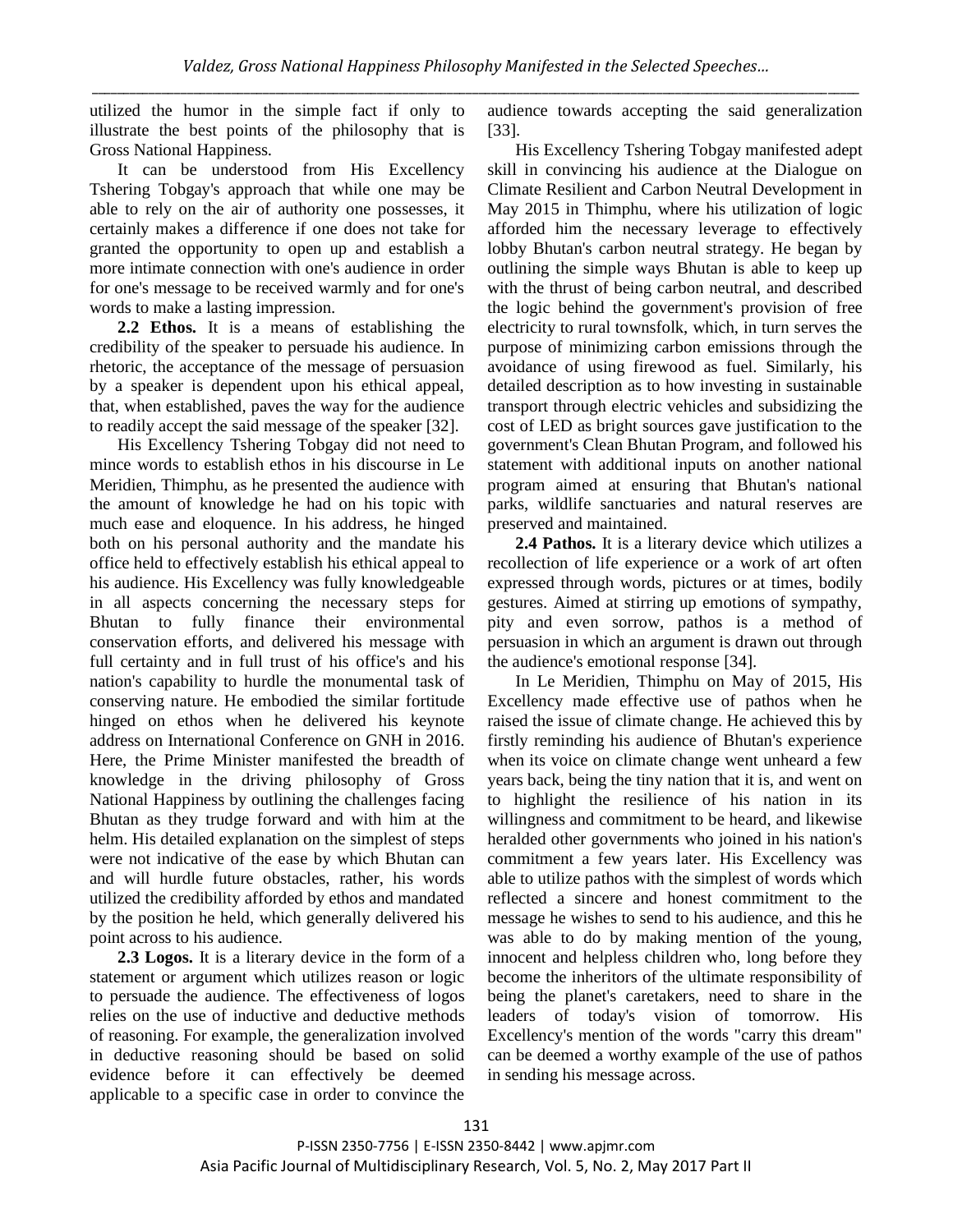utilized the humor in the simple fact if only to illustrate the best points of the philosophy that is Gross National Happiness.

It can be understood from His Excellency Tshering Tobgay's approach that while one may be able to rely on the air of authority one possesses, it certainly makes a difference if one does not take for granted the opportunity to open up and establish a more intimate connection with one's audience in order for one's message to be received warmly and for one's words to make a lasting impression.

**2.2 Ethos.** It is a means of establishing the credibility of the speaker to persuade his audience. In rhetoric, the acceptance of the message of persuasion by a speaker is dependent upon his ethical appeal, that, when established, paves the way for the audience to readily accept the said message of the speaker [32].

His Excellency Tshering Tobgay did not need to mince words to establish ethos in his discourse in Le Meridien, Thimphu, as he presented the audience with the amount of knowledge he had on his topic with much ease and eloquence. In his address, he hinged both on his personal authority and the mandate his office held to effectively establish his ethical appeal to his audience. His Excellency was fully knowledgeable in all aspects concerning the necessary steps for Bhutan to fully finance their environmental conservation efforts, and delivered his message with full certainty and in full trust of his office's and his nation's capability to hurdle the monumental task of conserving nature. He embodied the similar fortitude hinged on ethos when he delivered his keynote address on International Conference on GNH in 2016. Here, the Prime Minister manifested the breadth of knowledge in the driving philosophy of Gross National Happiness by outlining the challenges facing Bhutan as they trudge forward and with him at the helm. His detailed explanation on the simplest of steps were not indicative of the ease by which Bhutan can and will hurdle future obstacles, rather, his words utilized the credibility afforded by ethos and mandated by the position he held, which generally delivered his point across to his audience.

**2.3 Logos.** It is a literary device in the form of a statement or argument which utilizes reason or logic to persuade the audience. The effectiveness of logos relies on the use of inductive and deductive methods of reasoning. For example, the generalization involved in deductive reasoning should be based on solid evidence before it can effectively be deemed applicable to a specific case in order to convince the audience towards accepting the said generalization [33].

His Excellency Tshering Tobgay manifested adept skill in convincing his audience at the Dialogue on Climate Resilient and Carbon Neutral Development in May 2015 in Thimphu, where his utilization of logic afforded him the necessary leverage to effectively lobby Bhutan's carbon neutral strategy. He began by outlining the simple ways Bhutan is able to keep up with the thrust of being carbon neutral, and described the logic behind the government's provision of free electricity to rural townsfolk, which, in turn serves the purpose of minimizing carbon emissions through the avoidance of using firewood as fuel. Similarly, his detailed description as to how investing in sustainable transport through electric vehicles and subsidizing the cost of LED as bright sources gave justification to the government's Clean Bhutan Program, and followed his statement with additional inputs on another national program aimed at ensuring that Bhutan's national parks, wildlife sanctuaries and natural reserves are preserved and maintained.

**2.4 Pathos.** It is a literary device which utilizes a recollection of life experience or a work of art often expressed through words, pictures or at times, bodily gestures. Aimed at stirring up emotions of sympathy, pity and even sorrow, pathos is a method of persuasion in which an argument is drawn out through the audience's emotional response [34].

In Le Meridien, Thimphu on May of 2015, His Excellency made effective use of pathos when he raised the issue of climate change. He achieved this by firstly reminding his audience of Bhutan's experience when its voice on climate change went unheard a few years back, being the tiny nation that it is, and went on to highlight the resilience of his nation in its willingness and commitment to be heard, and likewise heralded other governments who joined in his nation's commitment a few years later. His Excellency was able to utilize pathos with the simplest of words which reflected a sincere and honest commitment to the message he wishes to send to his audience, and this he was able to do by making mention of the young, innocent and helpless children who, long before they become the inheritors of the ultimate responsibility of being the planet's caretakers, need to share in the leaders of today's vision of tomorrow. His Excellency's mention of the words "carry this dream" can be deemed a worthy example of the use of pathos in sending his message across.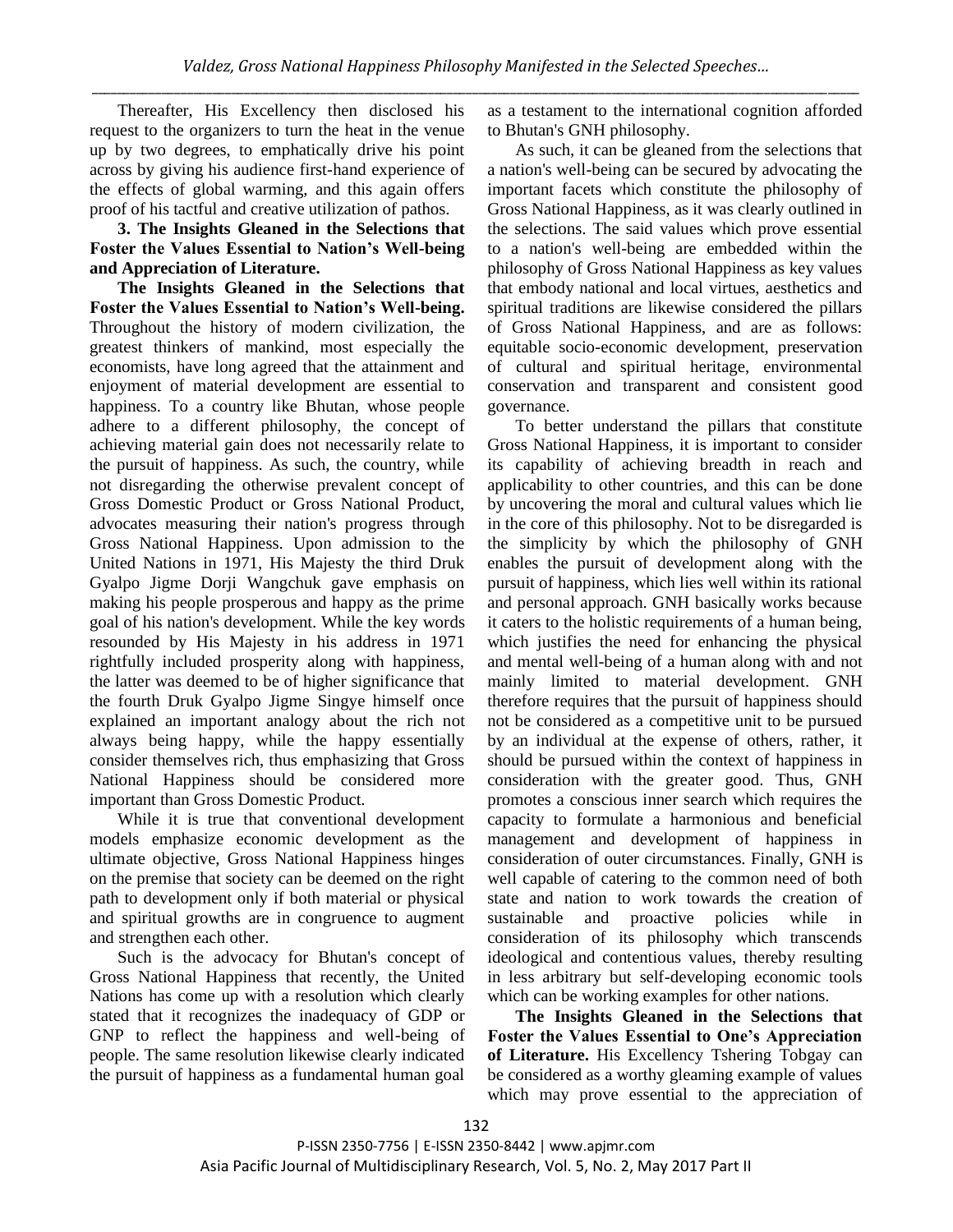Thereafter, His Excellency then disclosed his request to the organizers to turn the heat in the venue up by two degrees, to emphatically drive his point across by giving his audience first-hand experience of the effects of global warming, and this again offers proof of his tactful and creative utilization of pathos.

**3. The Insights Gleaned in the Selections that Foster the Values Essential to Nation's Well-being and Appreciation of Literature.**

**The Insights Gleaned in the Selections that Foster the Values Essential to Nation's Well-being.** Throughout the history of modern civilization, the greatest thinkers of mankind, most especially the economists, have long agreed that the attainment and enjoyment of material development are essential to happiness. To a country like Bhutan, whose people adhere to a different philosophy, the concept of achieving material gain does not necessarily relate to the pursuit of happiness. As such, the country, while not disregarding the otherwise prevalent concept of Gross Domestic Product or Gross National Product, advocates measuring their nation's progress through Gross National Happiness. Upon admission to the United Nations in 1971, His Majesty the third Druk Gyalpo Jigme Dorji Wangchuk gave emphasis on making his people prosperous and happy as the prime goal of his nation's development. While the key words resounded by His Majesty in his address in 1971 rightfully included prosperity along with happiness, the latter was deemed to be of higher significance that the fourth Druk Gyalpo Jigme Singye himself once explained an important analogy about the rich not always being happy, while the happy essentially consider themselves rich, thus emphasizing that Gross National Happiness should be considered more important than Gross Domestic Product.

While it is true that conventional development models emphasize economic development as the ultimate objective, Gross National Happiness hinges on the premise that society can be deemed on the right path to development only if both material or physical and spiritual growths are in congruence to augment and strengthen each other.

Such is the advocacy for Bhutan's concept of Gross National Happiness that recently, the United Nations has come up with a resolution which clearly stated that it recognizes the inadequacy of GDP or GNP to reflect the happiness and well-being of people. The same resolution likewise clearly indicated the pursuit of happiness as a fundamental human goal as a testament to the international cognition afforded to Bhutan's GNH philosophy.

As such, it can be gleaned from the selections that a nation's well-being can be secured by advocating the important facets which constitute the philosophy of Gross National Happiness, as it was clearly outlined in the selections. The said values which prove essential to a nation's well-being are embedded within the philosophy of Gross National Happiness as key values that embody national and local virtues, aesthetics and spiritual traditions are likewise considered the pillars of Gross National Happiness, and are as follows: equitable socio-economic development, preservation of cultural and spiritual heritage, environmental conservation and transparent and consistent good governance.

To better understand the pillars that constitute Gross National Happiness, it is important to consider its capability of achieving breadth in reach and applicability to other countries, and this can be done by uncovering the moral and cultural values which lie in the core of this philosophy. Not to be disregarded is the simplicity by which the philosophy of GNH enables the pursuit of development along with the pursuit of happiness, which lies well within its rational and personal approach. GNH basically works because it caters to the holistic requirements of a human being, which justifies the need for enhancing the physical and mental well-being of a human along with and not mainly limited to material development. GNH therefore requires that the pursuit of happiness should not be considered as a competitive unit to be pursued by an individual at the expense of others, rather, it should be pursued within the context of happiness in consideration with the greater good. Thus, GNH promotes a conscious inner search which requires the capacity to formulate a harmonious and beneficial management and development of happiness in consideration of outer circumstances. Finally, GNH is well capable of catering to the common need of both state and nation to work towards the creation of sustainable and proactive policies while in consideration of its philosophy which transcends ideological and contentious values, thereby resulting in less arbitrary but self-developing economic tools which can be working examples for other nations.

**The Insights Gleaned in the Selections that Foster the Values Essential to One's Appreciation of Literature.** His Excellency Tshering Tobgay can be considered as a worthy gleaming example of values which may prove essential to the appreciation of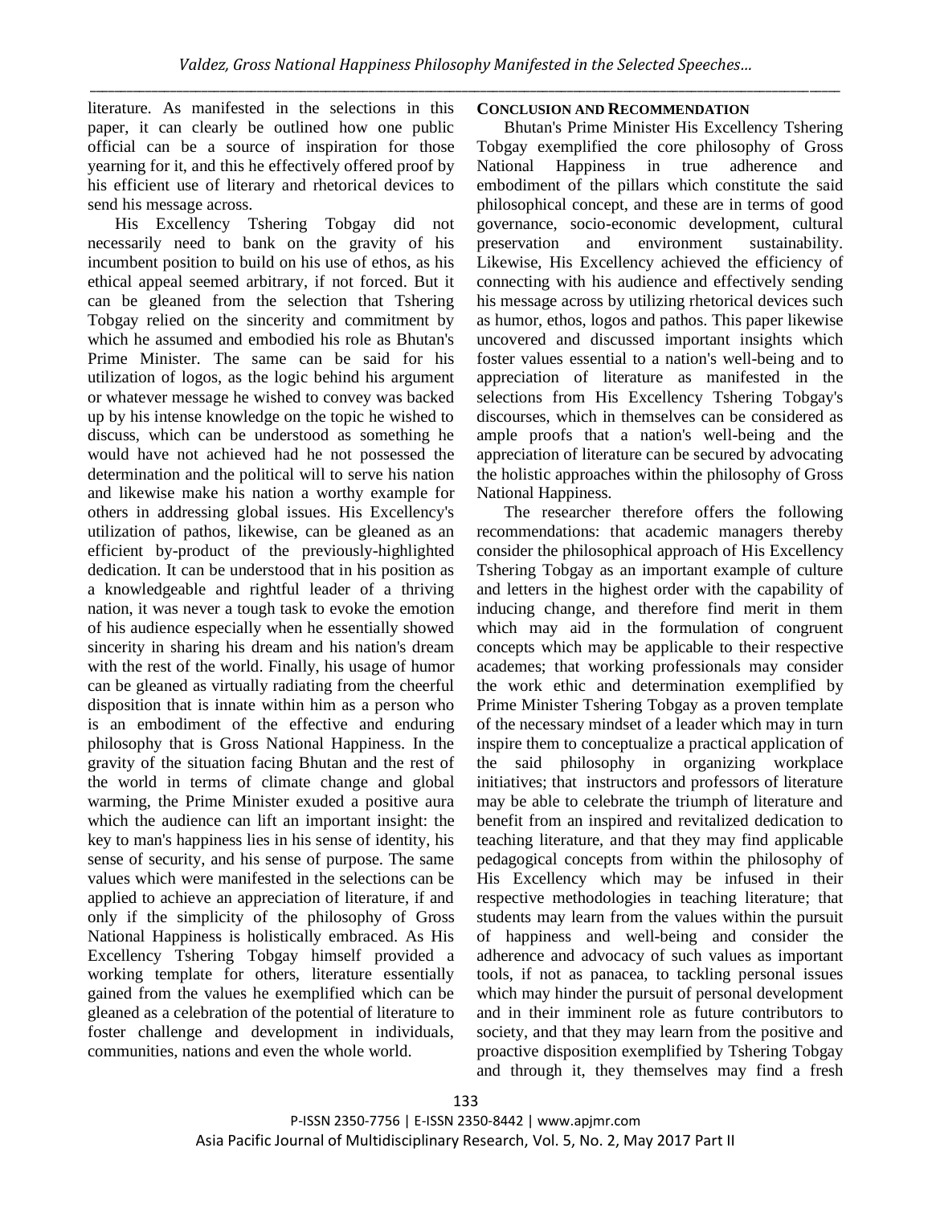literature. As manifested in the selections in this paper, it can clearly be outlined how one public official can be a source of inspiration for those yearning for it, and this he effectively offered proof by his efficient use of literary and rhetorical devices to send his message across.

His Excellency Tshering Tobgay did not necessarily need to bank on the gravity of his incumbent position to build on his use of ethos, as his ethical appeal seemed arbitrary, if not forced. But it can be gleaned from the selection that Tshering Tobgay relied on the sincerity and commitment by which he assumed and embodied his role as Bhutan's Prime Minister. The same can be said for his utilization of logos, as the logic behind his argument or whatever message he wished to convey was backed up by his intense knowledge on the topic he wished to discuss, which can be understood as something he would have not achieved had he not possessed the determination and the political will to serve his nation and likewise make his nation a worthy example for others in addressing global issues. His Excellency's utilization of pathos, likewise, can be gleaned as an efficient by-product of the previously-highlighted dedication. It can be understood that in his position as a knowledgeable and rightful leader of a thriving nation, it was never a tough task to evoke the emotion of his audience especially when he essentially showed sincerity in sharing his dream and his nation's dream with the rest of the world. Finally, his usage of humor can be gleaned as virtually radiating from the cheerful disposition that is innate within him as a person who is an embodiment of the effective and enduring philosophy that is Gross National Happiness. In the gravity of the situation facing Bhutan and the rest of the world in terms of climate change and global warming, the Prime Minister exuded a positive aura which the audience can lift an important insight: the key to man's happiness lies in his sense of identity, his sense of security, and his sense of purpose. The same values which were manifested in the selections can be applied to achieve an appreciation of literature, if and only if the simplicity of the philosophy of Gross National Happiness is holistically embraced. As His Excellency Tshering Tobgay himself provided a working template for others, literature essentially gained from the values he exemplified which can be gleaned as a celebration of the potential of literature to foster challenge and development in individuals, communities, nations and even the whole world.

## CONCLUSION AND RECOMMENDATION

Bhutan's Prime Minister His Excellency Tshering Tobgay exemplified the core philosophy of Gross National Happiness in true adherence and embodiment of the pillars which constitute the said philosophical concept, and these are in terms of good governance, socio-economic development, cultural preservation and environment sustainability. Likewise, His Excellency achieved the efficiency of connecting with his audience and effectively sending his message across by utilizing rhetorical devices such as humor, ethos, logos and pathos. This paper likewise uncovered and discussed important insights which foster values essential to a nation's well-being and to appreciation of literature as manifested in the selections from His Excellency Tshering Tobgay's discourses, which in themselves can be considered as ample proofs that a nation's well-being and the appreciation of literature can be secured by advocating the holistic approaches within the philosophy of Gross National Happiness.

The researcher therefore offers the following recommendations: that academic managers thereby consider the philosophical approach of His Excellency Tshering Tobgay as an important example of culture and letters in the highest order with the capability of inducing change, and therefore find merit in them which may aid in the formulation of congruent concepts which may be applicable to their respective academes; that working professionals may consider the work ethic and determination exemplified by Prime Minister Tshering Tobgay as a proven template of the necessary mindset of a leader which may in turn inspire them to conceptualize a practical application of the said philosophy in organizing workplace initiatives; that instructors and professors of literature may be able to celebrate the triumph of literature and benefit from an inspired and revitalized dedication to teaching literature, and that they may find applicable pedagogical concepts from within the philosophy of His Excellency which may be infused in their respective methodologies in teaching literature; that students may learn from the values within the pursuit of happiness and well-being and consider the adherence and advocacy of such values as important tools, if not as panacea, to tackling personal issues which may hinder the pursuit of personal development and in their imminent role as future contributors to society, and that they may learn from the positive and proactive disposition exemplified by Tshering Tobgay and through it, they themselves may find a fresh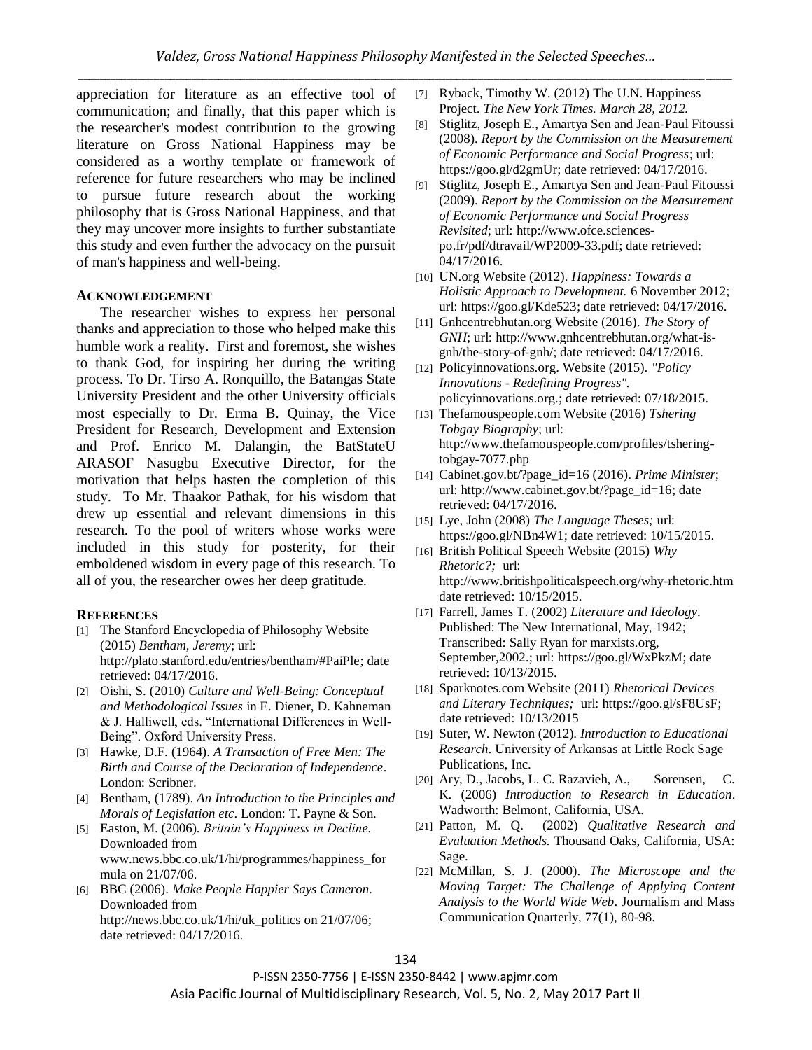appreciation for literature as an effective tool of communication; and finally, that this paper which is the researcher's modest contribution to the growing literature on Gross National Happiness may be considered as a worthy template or framework of reference for future researchers who may be inclined to pursue future research about the working philosophy that is Gross National Happiness, and that they may uncover more insights to further substantiate this study and even further the advocacy on the pursuit of man's happiness and well-being.

## ACKNOWLEDGEMENT

The researcher wishes to express her personal thanks and appreciation to those who helped make this humble work a reality. First and foremost, she wishes to thank God, for inspiring her during the writing process. To Dr. Tirso A. Ronquillo, the Batangas State University President and the other University officials most especially to Dr. Erma B. Quinay, the Vice President for Research, Development and Extension and Prof. Enrico M. Dalangin, the BatStateU ARASOF Nasugbu Executive Director, for the motivation that helps hasten the completion of this study. To Mr. Thaakor Pathak, for his wisdom that drew up essential and relevant dimensions in this research. To the pool of writers whose works were included in this study for posterity, for their emboldened wisdom in every page of this research. To all of you, the researcher owes her deep gratitude.

## REFERENCES

[1] The Stanford Encyclopedia of Philosophy Website (2015) *Bentham, Jeremy*; url: http://plato.stanford.edu/entries/bentham/#PaiPle; date retrieved: 04/17/2016.

[2] Oishi, S. (2010) *Culture and Well-Being: Conceptual and Methodological Issues* in E. Diener, D. Kahneman & J. Halliwell, eds. "International Differences in Well-Being". Oxford University Press.

[3] Hawke, D.F. (1964). *A Transaction of Free Men: The Birth and Course of the Declaration of Independence*. London: Scribner.

[4] Bentham, (1789). *An Introduction to the Principles and Morals of Legislation etc*. London: T. Payne & Son.

[5] Easton, M. (2006). *Britain's Happiness in Decline.* Downloaded from www.news.bbc.co.uk/1/hi/programmes/happiness_formula on 21/07/06.

[6] BBC (2006). *Make People Happier Says Cameron.* Downloaded from http://news.bbc.co.uk/1/hi/uk_politics on 21/07/06; date retrieved: 04/17/2016.

[7] Ryback, Timothy W. (2012) The U.N. Happiness Project. *The New York Times. March 28, 2012.*

[8] Stiglitz, Joseph E., Amartya Sen and Jean-Paul Fitoussi (2008). *Report by the Commission on the Measurement of Economic Performance and Social Progress*; url: https://goo.gl/d2gmUr; date retrieved: 04/17/2016.

[9] Stiglitz, Joseph E., Amartya Sen and Jean-Paul Fitoussi (2009). *Report by the Commission on the Measurement of Economic Performance and Social Progress Revisited*; url: http://www.ofce.sciences-po.fr/pdf/dtravail/WP2009-33.pdf; date retrieved: 04/17/2016.

[10] UN.org Website (2012). *Happiness: Towards a Holistic Approach to Development.* 6 November 2012; url: https://goo.gl/Kde523; date retrieved: 04/17/2016.

[11] Gnhcentrebhutan.org Website (2016). *The Story of GNH*; url: http://www.gnhcentrebhutan.org/what-is-gnh/the-story-of-gnh/; date retrieved: 04/17/2016.

[12] Policyinnovations.org. Website (2015). *"Policy Innovations - Redefining Progress".* policyinnovations.org.; date retrieved: 07/18/2015.

[13] Thefamouspeople.com Website (2016) *Tshering Tobgay Biography*; url: http://www.thefamouspeople.com/profiles/tshering-tobgay-7077.php

[14] Cabinet.gov.bt/?page_id=16 (2016). *Prime Minister*; url: http://www.cabinet.gov.bt/?page_id=16; date retrieved: 04/17/2016.

[15] Lye, John (2008) *The Language Theses;* url: https://goo.gl/NBn4W1; date retrieved: 10/15/2015.

[16] British Political Speech Website (2015) *Why Rhetoric?;* url: http://www.britishpoliticalspeech.org/why-rhetoric.htm date retrieved: 10/15/2015.

[17] Farrell, James T. (2002) *Literature and Ideology*. Published: The New International, May, 1942; Transcribed: Sally Ryan for marxists.org, September,2002.; url: https://goo.gl/WxPkzM; date retrieved: 10/13/2015.

[18] Sparknotes.com Website (2011) *Rhetorical Devices and Literary Techniques;* url: https://goo.gl/sF8UsF; date retrieved: 10/13/2015

[19] Suter, W. Newton (2012). *Introduction to Educational Research*. University of Arkansas at Little Rock Sage Publications, Inc.

[20] Ary, D., Jacobs, L. C. Razavieh, A., Sorensen, C. K. (2006) *Introduction to Research in Education*. Wadworth: Belmont, California, USA.

[21] Patton, M. Q. (2002) *Qualitative Research and Evaluation Methods.* Thousand Oaks, California, USA: Sage.

[22] McMillan, S. J. (2000). *The Microscope and the Moving Target: The Challenge of Applying Content Analysis to the World Wide Web*. Journalism and Mass Communication Quarterly, 77(1), 80-98.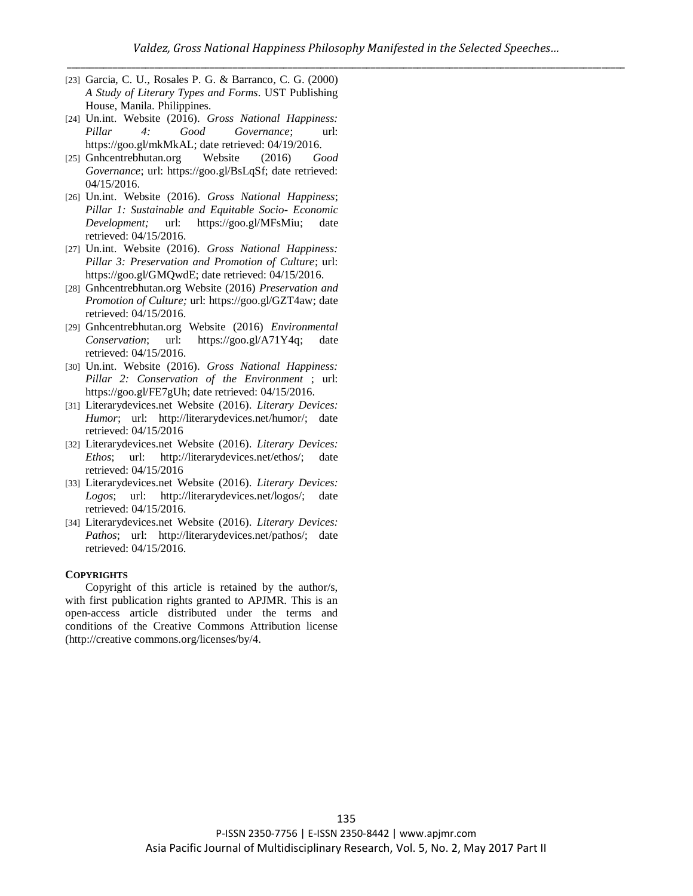[23] Garcia, C. U., Rosales P. G. & Barranco, C. G. (2000) *A Study of Literary Types and Forms*. UST Publishing House, Manila. Philippines.

[24] Un.int. Website (2016). *Gross National Happiness: Pillar 4: Good Governance*; url: https://goo.gl/mkMkAL; date retrieved: 04/19/2016.

[25] Gnhcentrebhutan.org Website (2016) *Good Governance*; url: https://goo.gl/BsLqSf; date retrieved: 04/15/2016.

[26] Un.int. Website (2016). *Gross National Happiness*; *Pillar 1: Sustainable and Equitable Socio- Economic Development;* url: https://goo.gl/MFsMiu; date retrieved: 04/15/2016.

[27] Un.int. Website (2016). *Gross National Happiness: Pillar 3: Preservation and Promotion of Culture*; url: https://goo.gl/GMQwdE; date retrieved: 04/15/2016.

[28] Gnhcentrebhutan.org Website (2016) *Preservation and Promotion of Culture;* url: https://goo.gl/GZT4aw; date retrieved: 04/15/2016.

[29] Gnhcentrebhutan.org Website (2016) *Environmental Conservation*; url: https://goo.gl/A71Y4q; date retrieved: 04/15/2016.

[30] Un.int. Website (2016). *Gross National Happiness: Pillar 2: Conservation of the Environment* ; url: https://goo.gl/FE7gUh; date retrieved: 04/15/2016.

[31] Literarydevices.net Website (2016). *Literary Devices: Humor*; url: http://literarydevices.net/humor/; date retrieved: 04/15/2016

[32] Literarydevices.net Website (2016). *Literary Devices: Ethos*; url: http://literarydevices.net/ethos/; date retrieved: 04/15/2016

[33] Literarydevices.net Website (2016). *Literary Devices: Logos*; url: http://literarydevices.net/logos/; date retrieved: 04/15/2016.

[34] Literarydevices.net Website (2016). *Literary Devices: Pathos*; url: http://literarydevices.net/pathos/; date retrieved: 04/15/2016.

**COPYRIGHTS**

Copyright of this article is retained by the author/s, with first publication rights granted to APJMR. This is an open-access article distributed under the terms and conditions of the Creative Commons Attribution license (http://creative commons.org/licenses/by/4.